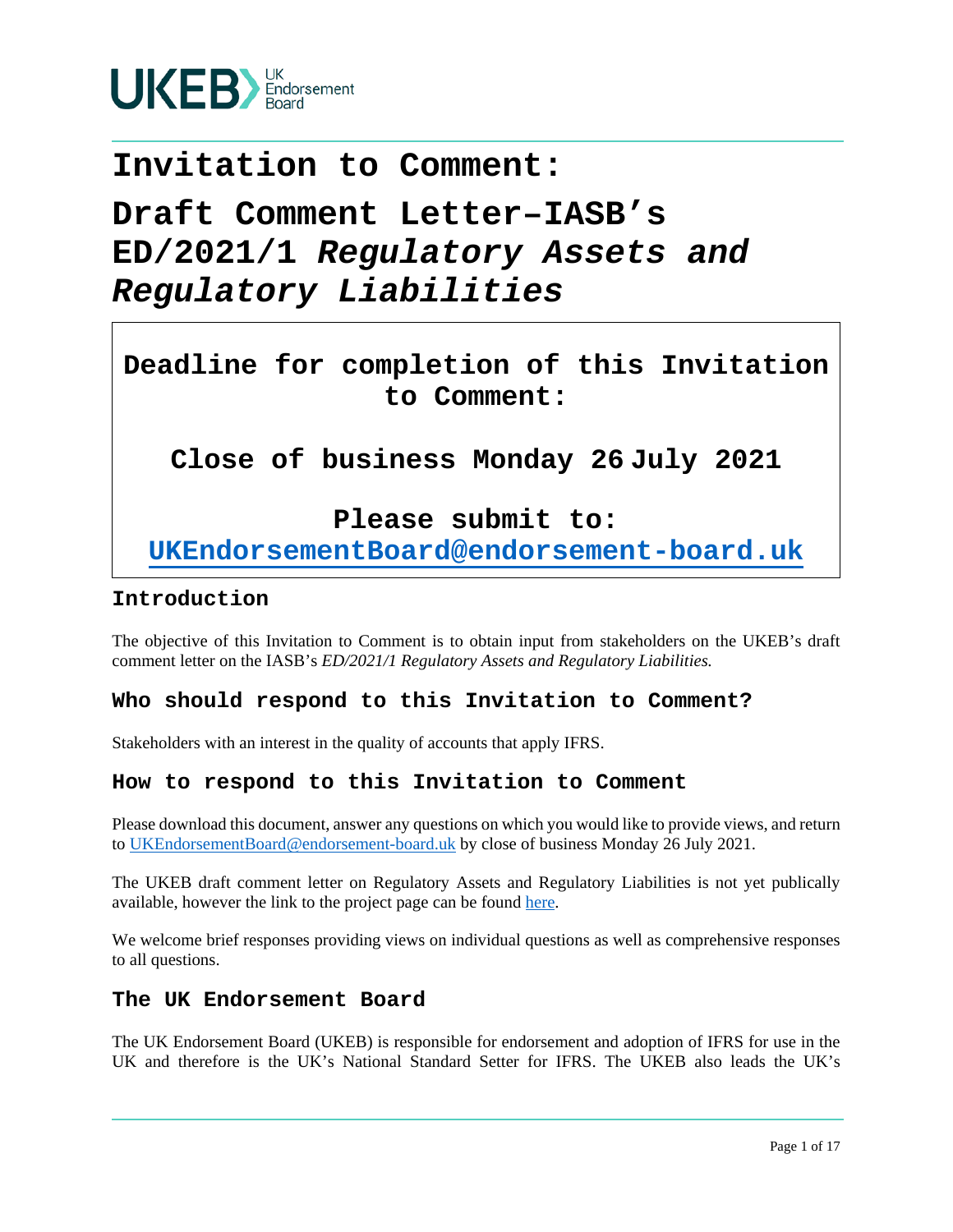# Invitation to Comment:

# Draft Comment Letter–IASB's ED/2021/1 *Regulatory Assets and Regulatory Liabilities*

**Deadline for completion of this Invitation to Comment:**

**Close of business Monday 26 July 2021**

**Please submit to:**
**[UKEndorsementBoard@endorsement-board.uk](mailto:UKEndorsementBoard@endorsement-board.uk)**

## Introduction

The objective of this Invitation to Comment is to obtain input from stakeholders on the UKEB's draft comment letter on the IASB's *ED/2021/1 Regulatory Assets and Regulatory Liabilities.*

## Who should respond to this Invitation to Comment?

Stakeholders with an interest in the quality of accounts that apply IFRS.

## How to respond to this Invitation to Comment

Please download this document, answer any questions on which you would like to provide views, and return to [UKEndorsementBoard@endorsement-board.uk](mailto:UKEndorsementBoard@endorsement-board.uk) by close of business Monday 26 July 2021.

The UKEB draft comment letter on Regulatory Assets and Regulatory Liabilities is not yet publically available, however the link to the project page can be found here.

We welcome brief responses providing views on individual questions as well as comprehensive responses to all questions.

## The UK Endorsement Board

The UK Endorsement Board (UKEB) is responsible for endorsement and adoption of IFRS for use in the UK and therefore is the UK's National Standard Setter for IFRS. The UKEB also leads the UK's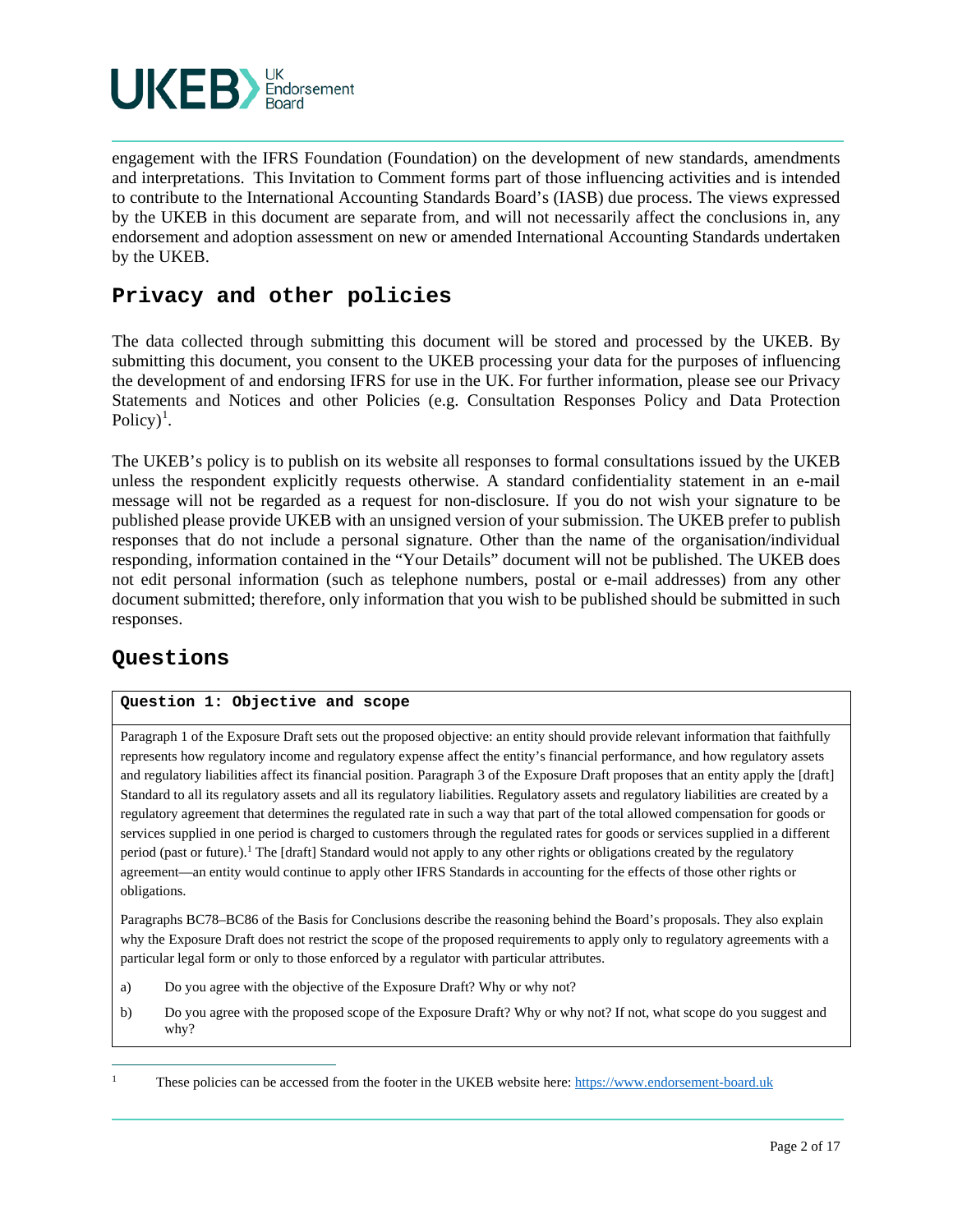engagement with the IFRS Foundation (Foundation) on the development of new standards, amendments and interpretations. This Invitation to Comment forms part of those influencing activities and is intended to contribute to the International Accounting Standards Board's (IASB) due process. The views expressed by the UKEB in this document are separate from, and will not necessarily affect the conclusions in, any endorsement and adoption assessment on new or amended International Accounting Standards undertaken by the UKEB.

## Privacy and other policies

The data collected through submitting this document will be stored and processed by the UKEB. By submitting this document, you consent to the UKEB processing your data for the purposes of influencing the development of and endorsing IFRS for use in the UK. For further information, please see our Privacy Statements and Notices and other Policies (e.g. Consultation Responses Policy and Data Protection Policy)[1].

The UKEB's policy is to publish on its website all responses to formal consultations issued by the UKEB unless the respondent explicitly requests otherwise. A standard confidentiality statement in an e-mail message will not be regarded as a request for non-disclosure. If you do not wish your signature to be published please provide UKEB with an unsigned version of your submission. The UKEB prefer to publish responses that do not include a personal signature. Other than the name of the organisation/individual responding, information contained in the "Your Details" document will not be published. The UKEB does not edit personal information (such as telephone numbers, postal or e-mail addresses) from any other document submitted; therefore, only information that you wish to be published should be submitted in such responses.

## Questions

**Question 1: Objective and scope**

Paragraph 1 of the Exposure Draft sets out the proposed objective: an entity should provide relevant information that faithfully represents how regulatory income and regulatory expense affect the entity's financial performance, and how regulatory assets and regulatory liabilities affect its financial position. Paragraph 3 of the Exposure Draft proposes that an entity apply the [draft] Standard to all its regulatory assets and all its regulatory liabilities. Regulatory assets and regulatory liabilities are created by a regulatory agreement that determines the regulated rate in such a way that part of the total allowed compensation for goods or services supplied in one period is charged to customers through the regulated rates for goods or services supplied in a different period (past or future).[1] The [draft] Standard would not apply to any other rights or obligations created by the regulatory agreement—an entity would continue to apply other IFRS Standards in accounting for the effects of those other rights or obligations.

Paragraphs BC78–BC86 of the Basis for Conclusions describe the reasoning behind the Board's proposals. They also explain why the Exposure Draft does not restrict the scope of the proposed requirements to apply only to regulatory agreements with a particular legal form or only to those enforced by a regulator with particular attributes.

a) Do you agree with the objective of the Exposure Draft? Why or why not?

b) Do you agree with the proposed scope of the Exposure Draft? Why or why not? If not, what scope do you suggest and why?

---

[1] These policies can be accessed from the footer in the UKEB website here: https://www.endorsement-board.uk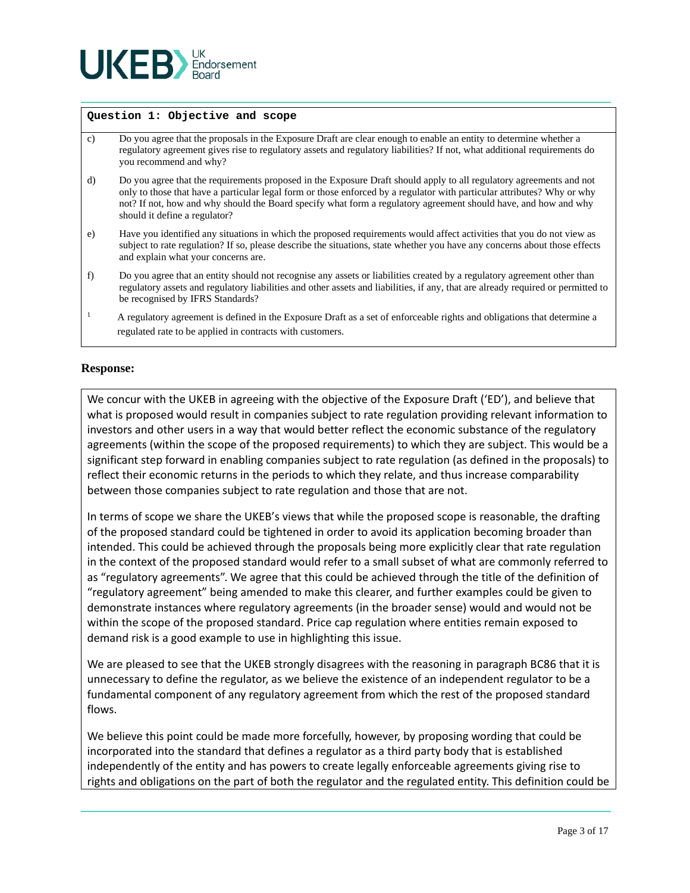**Question 1: Objective and scope**

c) Do you agree that the proposals in the Exposure Draft are clear enough to enable an entity to determine whether a regulatory agreement gives rise to regulatory assets and regulatory liabilities? If not, what additional requirements do you recommend and why?

d) Do you agree that the requirements proposed in the Exposure Draft should apply to all regulatory agreements and not only to those that have a particular legal form or those enforced by a regulator with particular attributes? Why or why not? If not, how and why should the Board specify what form a regulatory agreement should have, and how and why should it define a regulator?

e) Have you identified any situations in which the proposed requirements would affect activities that you do not view as subject to rate regulation? If so, please describe the situations, state whether you have any concerns about those effects and explain what your concerns are.

f) Do you agree that an entity should not recognise any assets or liabilities created by a regulatory agreement other than regulatory assets and regulatory liabilities and other assets and liabilities, if any, that are already required or permitted to be recognised by IFRS Standards?

[1] A regulatory agreement is defined in the Exposure Draft as a set of enforceable rights and obligations that determine a regulated rate to be applied in contracts with customers.

**Response:**

We concur with the UKEB in agreeing with the objective of the Exposure Draft ('ED'), and believe that what is proposed would result in companies subject to rate regulation providing relevant information to investors and other users in a way that would better reflect the economic substance of the regulatory agreements (within the scope of the proposed requirements) to which they are subject. This would be a significant step forward in enabling companies subject to rate regulation (as defined in the proposals) to reflect their economic returns in the periods to which they relate, and thus increase comparability between those companies subject to rate regulation and those that are not.

In terms of scope we share the UKEB's views that while the proposed scope is reasonable, the drafting of the proposed standard could be tightened in order to avoid its application becoming broader than intended. This could be achieved through the proposals being more explicitly clear that rate regulation in the context of the proposed standard would refer to a small subset of what are commonly referred to as "regulatory agreements". We agree that this could be achieved through the title of the definition of "regulatory agreement" being amended to make this clearer, and further examples could be given to demonstrate instances where regulatory agreements (in the broader sense) would and would not be within the scope of the proposed standard. Price cap regulation where entities remain exposed to demand risk is a good example to use in highlighting this issue.

We are pleased to see that the UKEB strongly disagrees with the reasoning in paragraph BC86 that it is unnecessary to define the regulator, as we believe the existence of an independent regulator to be a fundamental component of any regulatory agreement from which the rest of the proposed standard flows.

We believe this point could be made more forcefully, however, by proposing wording that could be incorporated into the standard that defines a regulator as a third party body that is established independently of the entity and has powers to create legally enforceable agreements giving rise to rights and obligations on the part of both the regulator and the regulated entity. This definition could be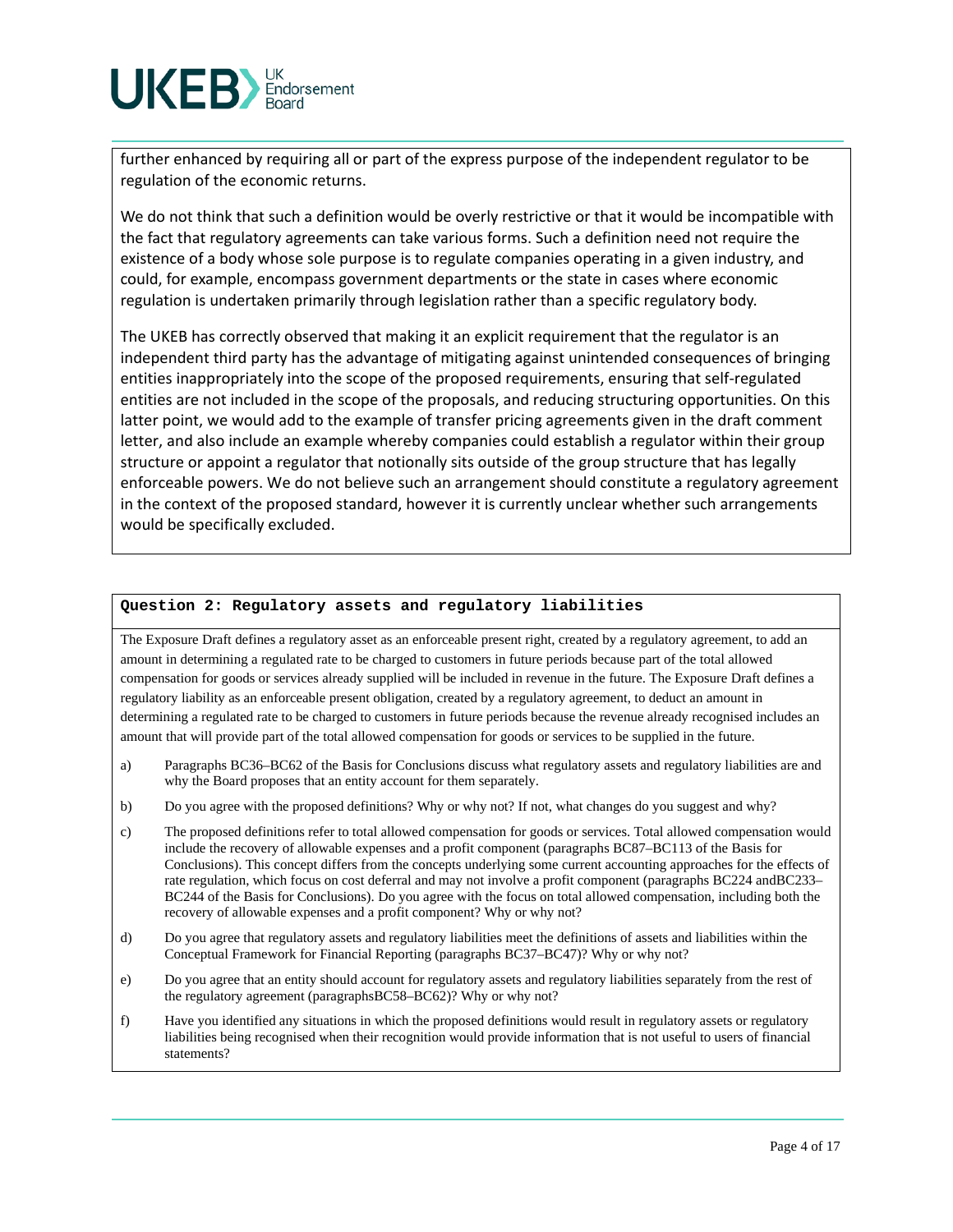further enhanced by requiring all or part of the express purpose of the independent regulator to be regulation of the economic returns.

We do not think that such a definition would be overly restrictive or that it would be incompatible with the fact that regulatory agreements can take various forms. Such a definition need not require the existence of a body whose sole purpose is to regulate companies operating in a given industry, and could, for example, encompass government departments or the state in cases where economic regulation is undertaken primarily through legislation rather than a specific regulatory body.

The UKEB has correctly observed that making it an explicit requirement that the regulator is an independent third party has the advantage of mitigating against unintended consequences of bringing entities inappropriately into the scope of the proposed requirements, ensuring that self-regulated entities are not included in the scope of the proposals, and reducing structuring opportunities. On this latter point, we would add to the example of transfer pricing agreements given in the draft comment letter, and also include an example whereby companies could establish a regulator within their group structure or appoint a regulator that notionally sits outside of the group structure that has legally enforceable powers. We do not believe such an arrangement should constitute a regulatory agreement in the context of the proposed standard, however it is currently unclear whether such arrangements would be specifically excluded.

**Question 2: Regulatory assets and regulatory liabilities**

The Exposure Draft defines a regulatory asset as an enforceable present right, created by a regulatory agreement, to add an amount in determining a regulated rate to be charged to customers in future periods because part of the total allowed compensation for goods or services already supplied will be included in revenue in the future. The Exposure Draft defines a regulatory liability as an enforceable present obligation, created by a regulatory agreement, to deduct an amount in determining a regulated rate to be charged to customers in future periods because the revenue already recognised includes an amount that will provide part of the total allowed compensation for goods or services to be supplied in the future.

a) Paragraphs BC36–BC62 of the Basis for Conclusions discuss what regulatory assets and regulatory liabilities are and why the Board proposes that an entity account for them separately.

b) Do you agree with the proposed definitions? Why or why not? If not, what changes do you suggest and why?

c) The proposed definitions refer to total allowed compensation for goods or services. Total allowed compensation would include the recovery of allowable expenses and a profit component (paragraphs BC87–BC113 of the Basis for Conclusions). This concept differs from the concepts underlying some current accounting approaches for the effects of rate regulation, which focus on cost deferral and may not involve a profit component (paragraphs BC224 andBC233–BC244 of the Basis for Conclusions). Do you agree with the focus on total allowed compensation, including both the recovery of allowable expenses and a profit component? Why or why not?

d) Do you agree that regulatory assets and regulatory liabilities meet the definitions of assets and liabilities within the Conceptual Framework for Financial Reporting (paragraphs BC37–BC47)? Why or why not?

e) Do you agree that an entity should account for regulatory assets and regulatory liabilities separately from the rest of the regulatory agreement (paragraphsBC58–BC62)? Why or why not?

f) Have you identified any situations in which the proposed definitions would result in regulatory assets or regulatory liabilities being recognised when their recognition would provide information that is not useful to users of financial statements?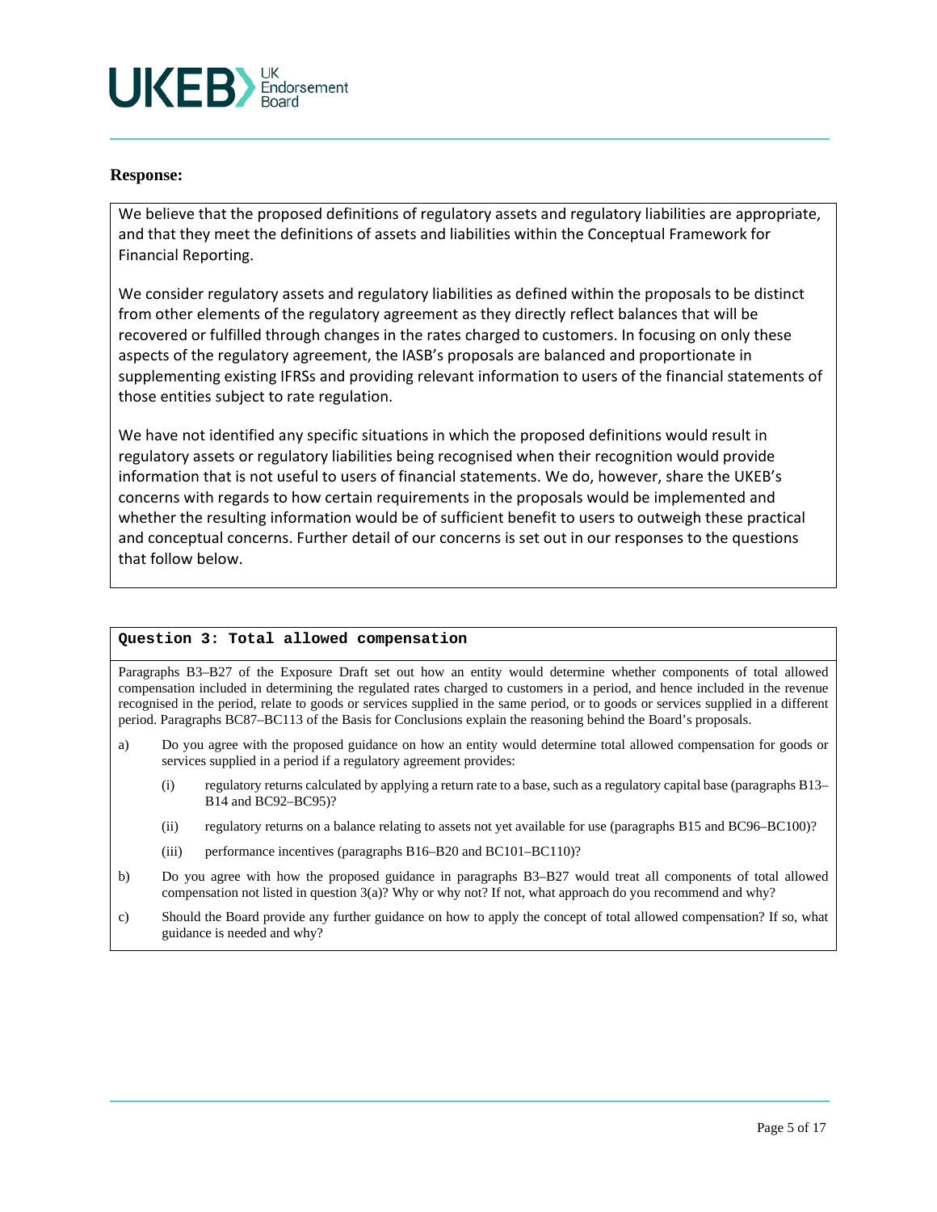**Response:**

We believe that the proposed definitions of regulatory assets and regulatory liabilities are appropriate, and that they meet the definitions of assets and liabilities within the Conceptual Framework for Financial Reporting.

We consider regulatory assets and regulatory liabilities as defined within the proposals to be distinct from other elements of the regulatory agreement as they directly reflect balances that will be recovered or fulfilled through changes in the rates charged to customers. In focusing on only these aspects of the regulatory agreement, the IASB's proposals are balanced and proportionate in supplementing existing IFRSs and providing relevant information to users of the financial statements of those entities subject to rate regulation.

We have not identified any specific situations in which the proposed definitions would result in regulatory assets or regulatory liabilities being recognised when their recognition would provide information that is not useful to users of financial statements. We do, however, share the UKEB's concerns with regards to how certain requirements in the proposals would be implemented and whether the resulting information would be of sufficient benefit to users to outweigh these practical and conceptual concerns. Further detail of our concerns is set out in our responses to the questions that follow below.

**Question 3: Total allowed compensation**

Paragraphs B3–B27 of the Exposure Draft set out how an entity would determine whether components of total allowed compensation included in determining the regulated rates charged to customers in a period, and hence included in the revenue recognised in the period, relate to goods or services supplied in the same period, or to goods or services supplied in a different period. Paragraphs BC87–BC113 of the Basis for Conclusions explain the reasoning behind the Board's proposals.

a) Do you agree with the proposed guidance on how an entity would determine total allowed compensation for goods or services supplied in a period if a regulatory agreement provides:

   (i) regulatory returns calculated by applying a return rate to a base, such as a regulatory capital base (paragraphs B13–B14 and BC92–BC95)?

   (ii) regulatory returns on a balance relating to assets not yet available for use (paragraphs B15 and BC96–BC100)?

   (iii) performance incentives (paragraphs B16–B20 and BC101–BC110)?

b) Do you agree with how the proposed guidance in paragraphs B3–B27 would treat all components of total allowed compensation not listed in question 3(a)? Why or why not? If not, what approach do you recommend and why?

c) Should the Board provide any further guidance on how to apply the concept of total allowed compensation? If so, what guidance is needed and why?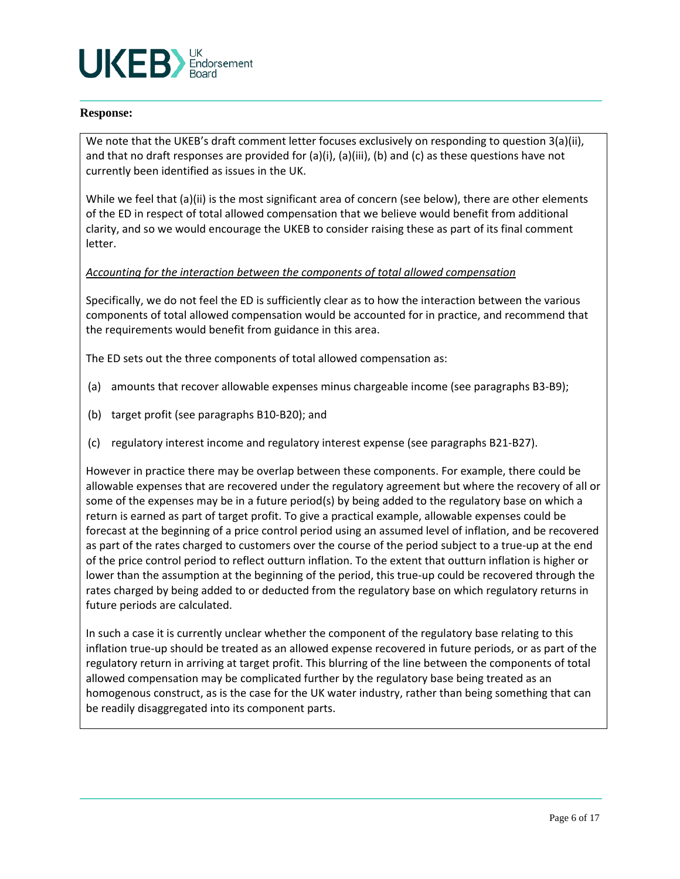**Response:**

We note that the UKEB's draft comment letter focuses exclusively on responding to question 3(a)(ii), and that no draft responses are provided for (a)(i), (a)(iii), (b) and (c) as these questions have not currently been identified as issues in the UK.

While we feel that (a)(ii) is the most significant area of concern (see below), there are other elements of the ED in respect of total allowed compensation that we believe would benefit from additional clarity, and so we would encourage the UKEB to consider raising these as part of its final comment letter.

*Accounting for the interaction between the components of total allowed compensation*

Specifically, we do not feel the ED is sufficiently clear as to how the interaction between the various components of total allowed compensation would be accounted for in practice, and recommend that the requirements would benefit from guidance in this area.

The ED sets out the three components of total allowed compensation as:

(a) amounts that recover allowable expenses minus chargeable income (see paragraphs B3-B9);

(b) target profit (see paragraphs B10-B20); and

(c) regulatory interest income and regulatory interest expense (see paragraphs B21-B27).

However in practice there may be overlap between these components. For example, there could be allowable expenses that are recovered under the regulatory agreement but where the recovery of all or some of the expenses may be in a future period(s) by being added to the regulatory base on which a return is earned as part of target profit. To give a practical example, allowable expenses could be forecast at the beginning of a price control period using an assumed level of inflation, and be recovered as part of the rates charged to customers over the course of the period subject to a true-up at the end of the price control period to reflect outturn inflation. To the extent that outturn inflation is higher or lower than the assumption at the beginning of the period, this true-up could be recovered through the rates charged by being added to or deducted from the regulatory base on which regulatory returns in future periods are calculated.

In such a case it is currently unclear whether the component of the regulatory base relating to this inflation true-up should be treated as an allowed expense recovered in future periods, or as part of the regulatory return in arriving at target profit. This blurring of the line between the components of total allowed compensation may be complicated further by the regulatory base being treated as an homogenous construct, as is the case for the UK water industry, rather than being something that can be readily disaggregated into its component parts.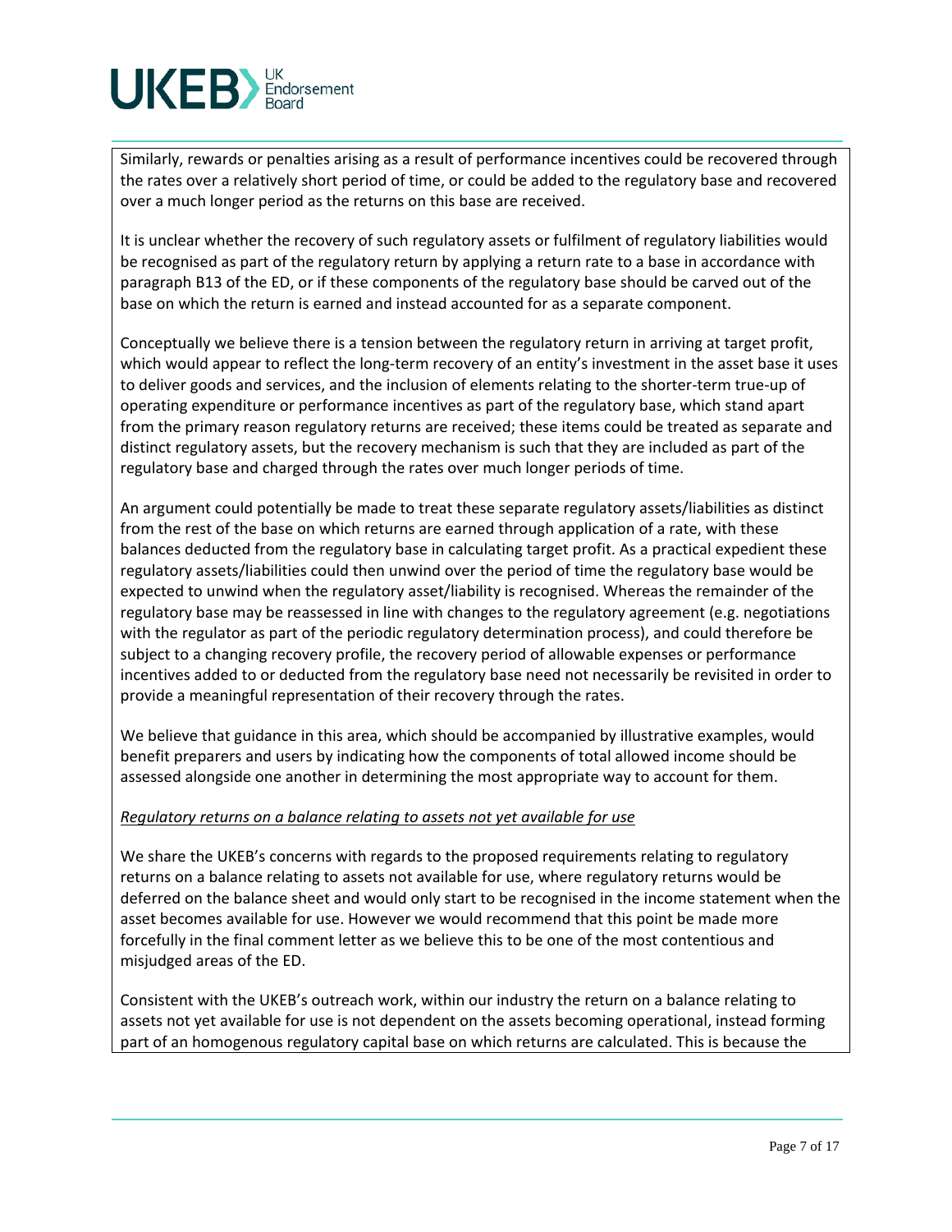Similarly, rewards or penalties arising as a result of performance incentives could be recovered through the rates over a relatively short period of time, or could be added to the regulatory base and recovered over a much longer period as the returns on this base are received.

It is unclear whether the recovery of such regulatory assets or fulfilment of regulatory liabilities would be recognised as part of the regulatory return by applying a return rate to a base in accordance with paragraph B13 of the ED, or if these components of the regulatory base should be carved out of the base on which the return is earned and instead accounted for as a separate component.

Conceptually we believe there is a tension between the regulatory return in arriving at target profit, which would appear to reflect the long-term recovery of an entity's investment in the asset base it uses to deliver goods and services, and the inclusion of elements relating to the shorter-term true-up of operating expenditure or performance incentives as part of the regulatory base, which stand apart from the primary reason regulatory returns are received; these items could be treated as separate and distinct regulatory assets, but the recovery mechanism is such that they are included as part of the regulatory base and charged through the rates over much longer periods of time.

An argument could potentially be made to treat these separate regulatory assets/liabilities as distinct from the rest of the base on which returns are earned through application of a rate, with these balances deducted from the regulatory base in calculating target profit. As a practical expedient these regulatory assets/liabilities could then unwind over the period of time the regulatory base would be expected to unwind when the regulatory asset/liability is recognised. Whereas the remainder of the regulatory base may be reassessed in line with changes to the regulatory agreement (e.g. negotiations with the regulator as part of the periodic regulatory determination process), and could therefore be subject to a changing recovery profile, the recovery period of allowable expenses or performance incentives added to or deducted from the regulatory base need not necessarily be revisited in order to provide a meaningful representation of their recovery through the rates.

We believe that guidance in this area, which should be accompanied by illustrative examples, would benefit preparers and users by indicating how the components of total allowed income should be assessed alongside one another in determining the most appropriate way to account for them.

*Regulatory returns on a balance relating to assets not yet available for use*

We share the UKEB's concerns with regards to the proposed requirements relating to regulatory returns on a balance relating to assets not available for use, where regulatory returns would be deferred on the balance sheet and would only start to be recognised in the income statement when the asset becomes available for use. However we would recommend that this point be made more forcefully in the final comment letter as we believe this to be one of the most contentious and misjudged areas of the ED.

Consistent with the UKEB's outreach work, within our industry the return on a balance relating to assets not yet available for use is not dependent on the assets becoming operational, instead forming part of an homogenous regulatory capital base on which returns are calculated. This is because the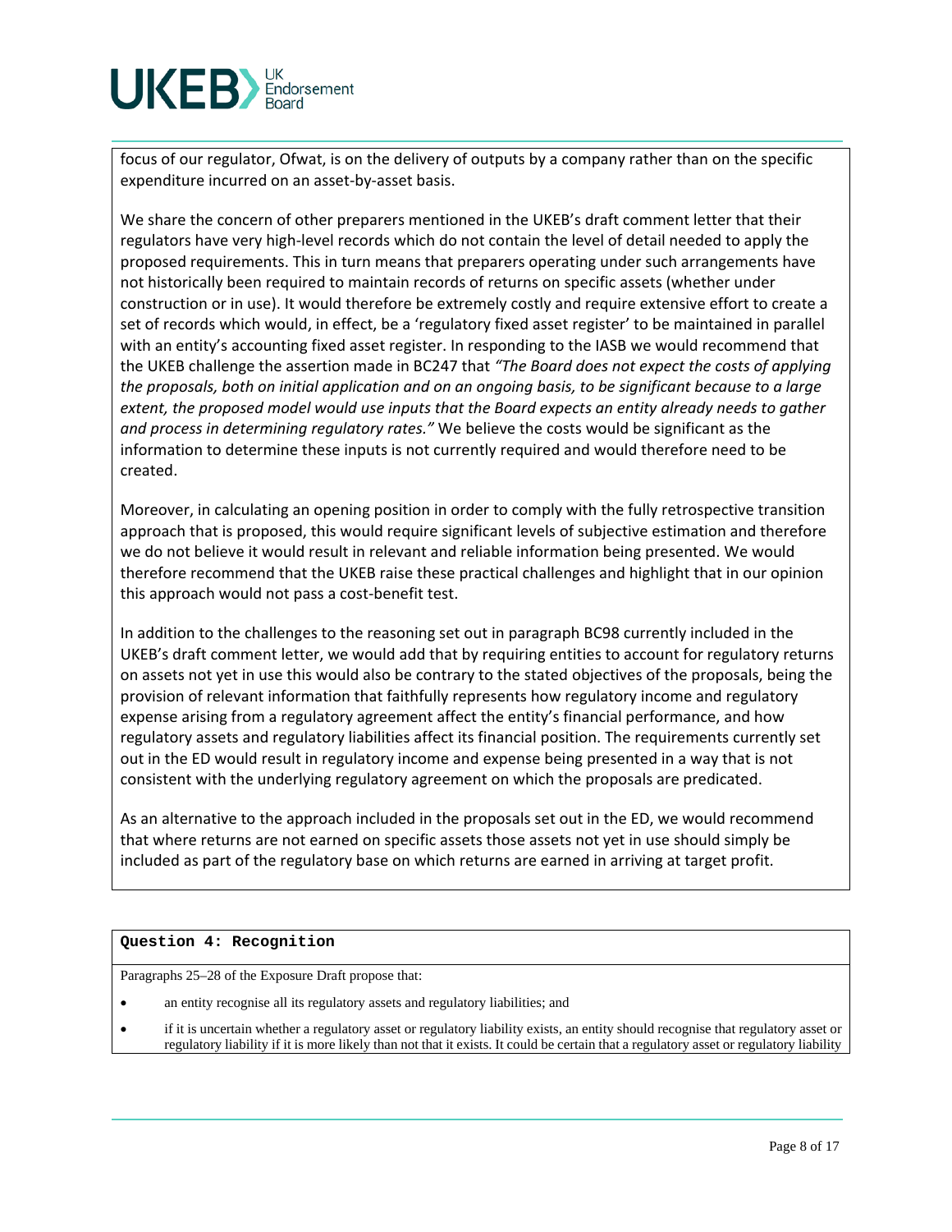focus of our regulator, Ofwat, is on the delivery of outputs by a company rather than on the specific expenditure incurred on an asset-by-asset basis.

We share the concern of other preparers mentioned in the UKEB's draft comment letter that their regulators have very high-level records which do not contain the level of detail needed to apply the proposed requirements. This in turn means that preparers operating under such arrangements have not historically been required to maintain records of returns on specific assets (whether under construction or in use). It would therefore be extremely costly and require extensive effort to create a set of records which would, in effect, be a 'regulatory fixed asset register' to be maintained in parallel with an entity's accounting fixed asset register. In responding to the IASB we would recommend that the UKEB challenge the assertion made in BC247 that *"The Board does not expect the costs of applying the proposals, both on initial application and on an ongoing basis, to be significant because to a large extent, the proposed model would use inputs that the Board expects an entity already needs to gather and process in determining regulatory rates."* We believe the costs would be significant as the information to determine these inputs is not currently required and would therefore need to be created.

Moreover, in calculating an opening position in order to comply with the fully retrospective transition approach that is proposed, this would require significant levels of subjective estimation and therefore we do not believe it would result in relevant and reliable information being presented. We would therefore recommend that the UKEB raise these practical challenges and highlight that in our opinion this approach would not pass a cost-benefit test.

In addition to the challenges to the reasoning set out in paragraph BC98 currently included in the UKEB's draft comment letter, we would add that by requiring entities to account for regulatory returns on assets not yet in use this would also be contrary to the stated objectives of the proposals, being the provision of relevant information that faithfully represents how regulatory income and regulatory expense arising from a regulatory agreement affect the entity's financial performance, and how regulatory assets and regulatory liabilities affect its financial position. The requirements currently set out in the ED would result in regulatory income and expense being presented in a way that is not consistent with the underlying regulatory agreement on which the proposals are predicated.

As an alternative to the approach included in the proposals set out in the ED, we would recommend that where returns are not earned on specific assets those assets not yet in use should simply be included as part of the regulatory base on which returns are earned in arriving at target profit.

**Question 4: Recognition**

Paragraphs 25–28 of the Exposure Draft propose that:

- an entity recognise all its regulatory assets and regulatory liabilities; and
- if it is uncertain whether a regulatory asset or regulatory liability exists, an entity should recognise that regulatory asset or regulatory liability if it is more likely than not that it exists. It could be certain that a regulatory asset or regulatory liability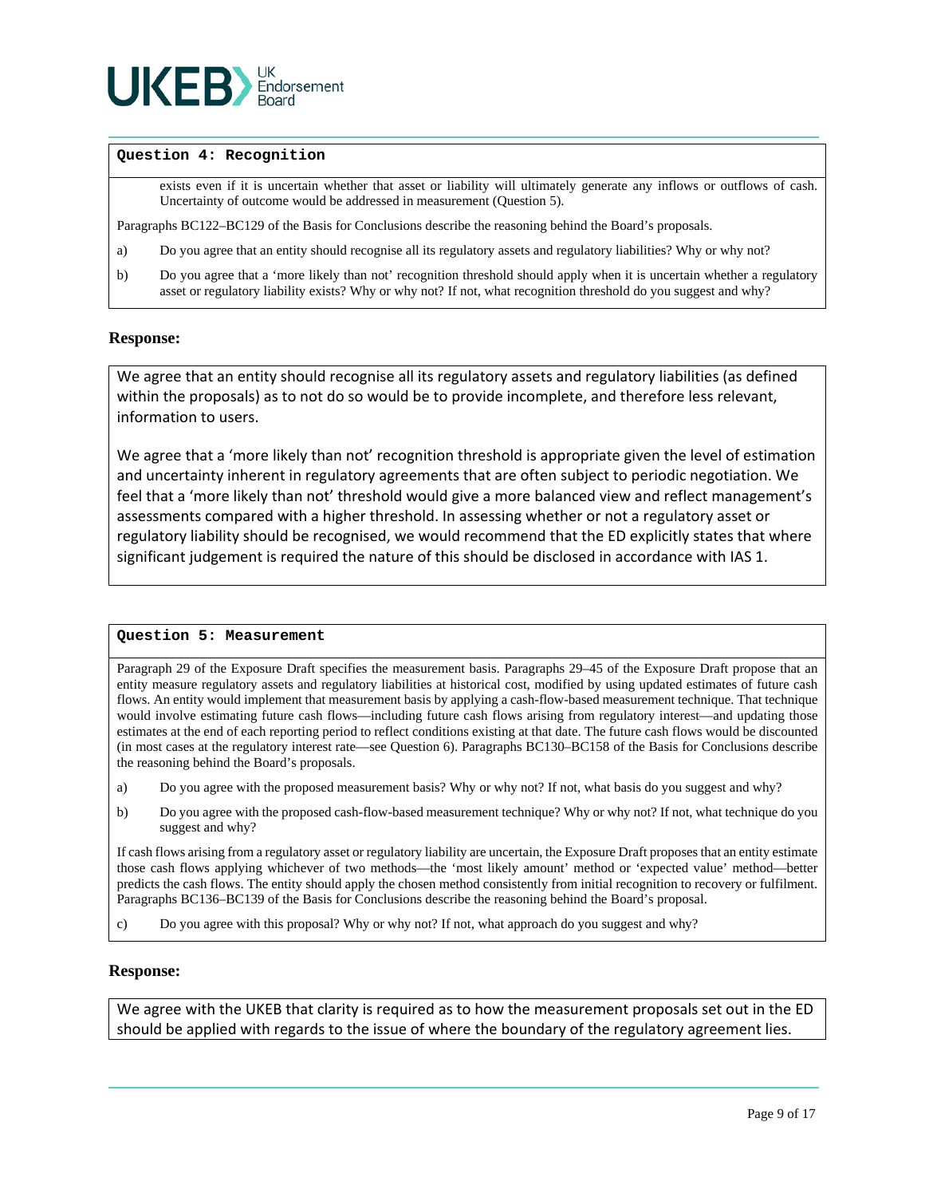**Question 4: Recognition**

exists even if it is uncertain whether that asset or liability will ultimately generate any inflows or outflows of cash. Uncertainty of outcome would be addressed in measurement (Question 5).

Paragraphs BC122–BC129 of the Basis for Conclusions describe the reasoning behind the Board's proposals.

a) Do you agree that an entity should recognise all its regulatory assets and regulatory liabilities? Why or why not?

b) Do you agree that a 'more likely than not' recognition threshold should apply when it is uncertain whether a regulatory asset or regulatory liability exists? Why or why not? If not, what recognition threshold do you suggest and why?

**Response:**

We agree that an entity should recognise all its regulatory assets and regulatory liabilities (as defined within the proposals) as to not do so would be to provide incomplete, and therefore less relevant, information to users.

We agree that a 'more likely than not' recognition threshold is appropriate given the level of estimation and uncertainty inherent in regulatory agreements that are often subject to periodic negotiation. We feel that a 'more likely than not' threshold would give a more balanced view and reflect management's assessments compared with a higher threshold. In assessing whether or not a regulatory asset or regulatory liability should be recognised, we would recommend that the ED explicitly states that where significant judgement is required the nature of this should be disclosed in accordance with IAS 1.

**Question 5: Measurement**

Paragraph 29 of the Exposure Draft specifies the measurement basis. Paragraphs 29–45 of the Exposure Draft propose that an entity measure regulatory assets and regulatory liabilities at historical cost, modified by using updated estimates of future cash flows. An entity would implement that measurement basis by applying a cash-flow-based measurement technique. That technique would involve estimating future cash flows—including future cash flows arising from regulatory interest—and updating those estimates at the end of each reporting period to reflect conditions existing at that date. The future cash flows would be discounted (in most cases at the regulatory interest rate—see Question 6). Paragraphs BC130–BC158 of the Basis for Conclusions describe the reasoning behind the Board's proposals.

a) Do you agree with the proposed measurement basis? Why or why not? If not, what basis do you suggest and why?

b) Do you agree with the proposed cash-flow-based measurement technique? Why or why not? If not, what technique do you suggest and why?

If cash flows arising from a regulatory asset or regulatory liability are uncertain, the Exposure Draft proposes that an entity estimate those cash flows applying whichever of two methods—the 'most likely amount' method or 'expected value' method—better predicts the cash flows. The entity should apply the chosen method consistently from initial recognition to recovery or fulfilment. Paragraphs BC136–BC139 of the Basis for Conclusions describe the reasoning behind the Board's proposal.

c) Do you agree with this proposal? Why or why not? If not, what approach do you suggest and why?

**Response:**

We agree with the UKEB that clarity is required as to how the measurement proposals set out in the ED should be applied with regards to the issue of where the boundary of the regulatory agreement lies.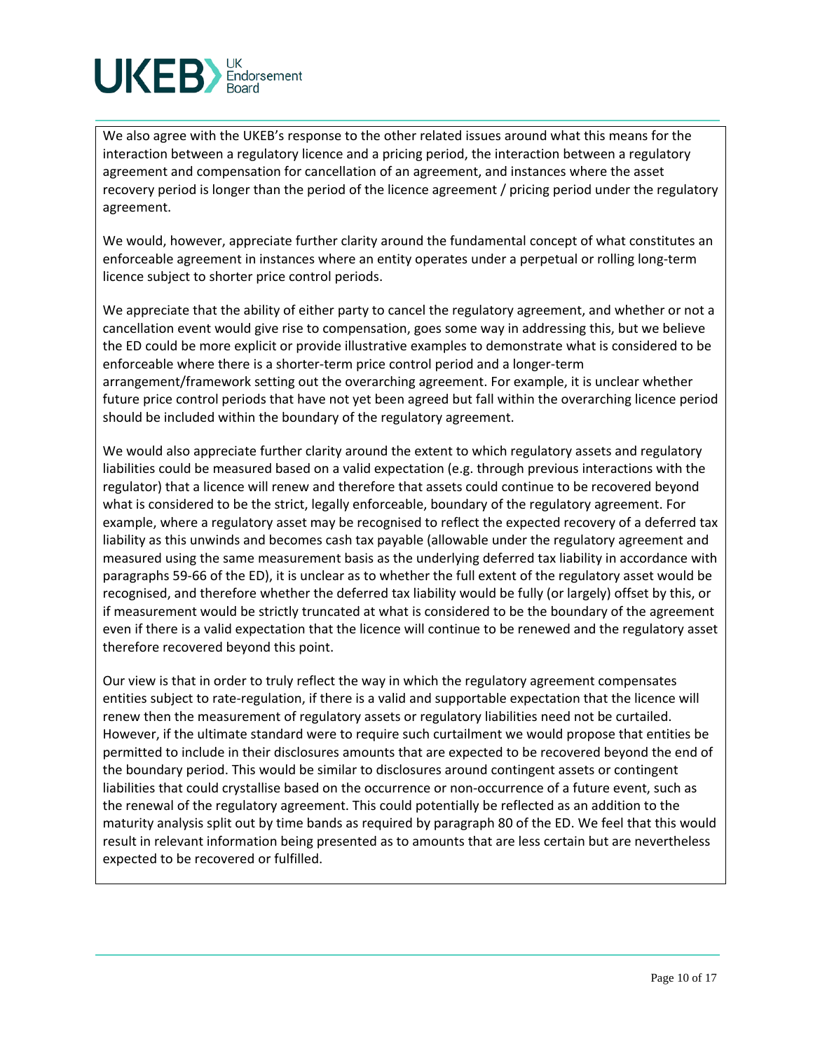We also agree with the UKEB's response to the other related issues around what this means for the interaction between a regulatory licence and a pricing period, the interaction between a regulatory agreement and compensation for cancellation of an agreement, and instances where the asset recovery period is longer than the period of the licence agreement / pricing period under the regulatory agreement.

We would, however, appreciate further clarity around the fundamental concept of what constitutes an enforceable agreement in instances where an entity operates under a perpetual or rolling long-term licence subject to shorter price control periods.

We appreciate that the ability of either party to cancel the regulatory agreement, and whether or not a cancellation event would give rise to compensation, goes some way in addressing this, but we believe the ED could be more explicit or provide illustrative examples to demonstrate what is considered to be enforceable where there is a shorter-term price control period and a longer-term arrangement/framework setting out the overarching agreement. For example, it is unclear whether future price control periods that have not yet been agreed but fall within the overarching licence period should be included within the boundary of the regulatory agreement.

We would also appreciate further clarity around the extent to which regulatory assets and regulatory liabilities could be measured based on a valid expectation (e.g. through previous interactions with the regulator) that a licence will renew and therefore that assets could continue to be recovered beyond what is considered to be the strict, legally enforceable, boundary of the regulatory agreement. For example, where a regulatory asset may be recognised to reflect the expected recovery of a deferred tax liability as this unwinds and becomes cash tax payable (allowable under the regulatory agreement and measured using the same measurement basis as the underlying deferred tax liability in accordance with paragraphs 59-66 of the ED), it is unclear as to whether the full extent of the regulatory asset would be recognised, and therefore whether the deferred tax liability would be fully (or largely) offset by this, or if measurement would be strictly truncated at what is considered to be the boundary of the agreement even if there is a valid expectation that the licence will continue to be renewed and the regulatory asset therefore recovered beyond this point.

Our view is that in order to truly reflect the way in which the regulatory agreement compensates entities subject to rate-regulation, if there is a valid and supportable expectation that the licence will renew then the measurement of regulatory assets or regulatory liabilities need not be curtailed. However, if the ultimate standard were to require such curtailment we would propose that entities be permitted to include in their disclosures amounts that are expected to be recovered beyond the end of the boundary period. This would be similar to disclosures around contingent assets or contingent liabilities that could crystallise based on the occurrence or non-occurrence of a future event, such as the renewal of the regulatory agreement. This could potentially be reflected as an addition to the maturity analysis split out by time bands as required by paragraph 80 of the ED. We feel that this would result in relevant information being presented as to amounts that are less certain but are nevertheless expected to be recovered or fulfilled.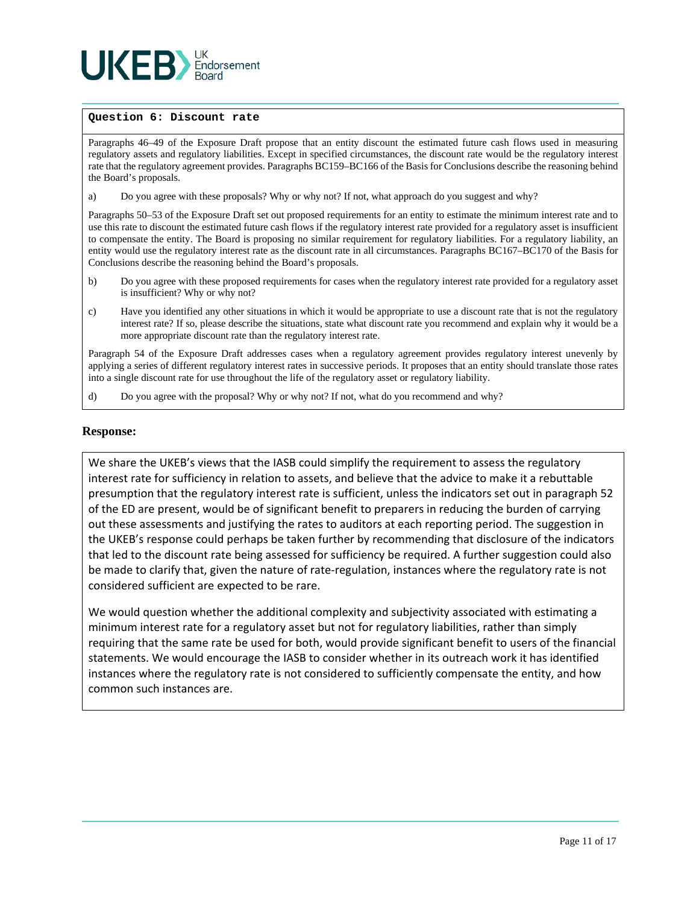**Question 6: Discount rate**

Paragraphs 46–49 of the Exposure Draft propose that an entity discount the estimated future cash flows used in measuring regulatory assets and regulatory liabilities. Except in specified circumstances, the discount rate would be the regulatory interest rate that the regulatory agreement provides. Paragraphs BC159–BC166 of the Basis for Conclusions describe the reasoning behind the Board's proposals.

a) Do you agree with these proposals? Why or why not? If not, what approach do you suggest and why?

Paragraphs 50–53 of the Exposure Draft set out proposed requirements for an entity to estimate the minimum interest rate and to use this rate to discount the estimated future cash flows if the regulatory interest rate provided for a regulatory asset is insufficient to compensate the entity. The Board is proposing no similar requirement for regulatory liabilities. For a regulatory liability, an entity would use the regulatory interest rate as the discount rate in all circumstances. Paragraphs BC167–BC170 of the Basis for Conclusions describe the reasoning behind the Board's proposals.

b) Do you agree with these proposed requirements for cases when the regulatory interest rate provided for a regulatory asset is insufficient? Why or why not?

c) Have you identified any other situations in which it would be appropriate to use a discount rate that is not the regulatory interest rate? If so, please describe the situations, state what discount rate you recommend and explain why it would be a more appropriate discount rate than the regulatory interest rate.

Paragraph 54 of the Exposure Draft addresses cases when a regulatory agreement provides regulatory interest unevenly by applying a series of different regulatory interest rates in successive periods. It proposes that an entity should translate those rates into a single discount rate for use throughout the life of the regulatory asset or regulatory liability.

d) Do you agree with the proposal? Why or why not? If not, what do you recommend and why?

**Response:**

We share the UKEB's views that the IASB could simplify the requirement to assess the regulatory interest rate for sufficiency in relation to assets, and believe that the advice to make it a rebuttable presumption that the regulatory interest rate is sufficient, unless the indicators set out in paragraph 52 of the ED are present, would be of significant benefit to preparers in reducing the burden of carrying out these assessments and justifying the rates to auditors at each reporting period. The suggestion in the UKEB's response could perhaps be taken further by recommending that disclosure of the indicators that led to the discount rate being assessed for sufficiency be required. A further suggestion could also be made to clarify that, given the nature of rate-regulation, instances where the regulatory rate is not considered sufficient are expected to be rare.

We would question whether the additional complexity and subjectivity associated with estimating a minimum interest rate for a regulatory asset but not for regulatory liabilities, rather than simply requiring that the same rate be used for both, would provide significant benefit to users of the financial statements. We would encourage the IASB to consider whether in its outreach work it has identified instances where the regulatory rate is not considered to sufficiently compensate the entity, and how common such instances are.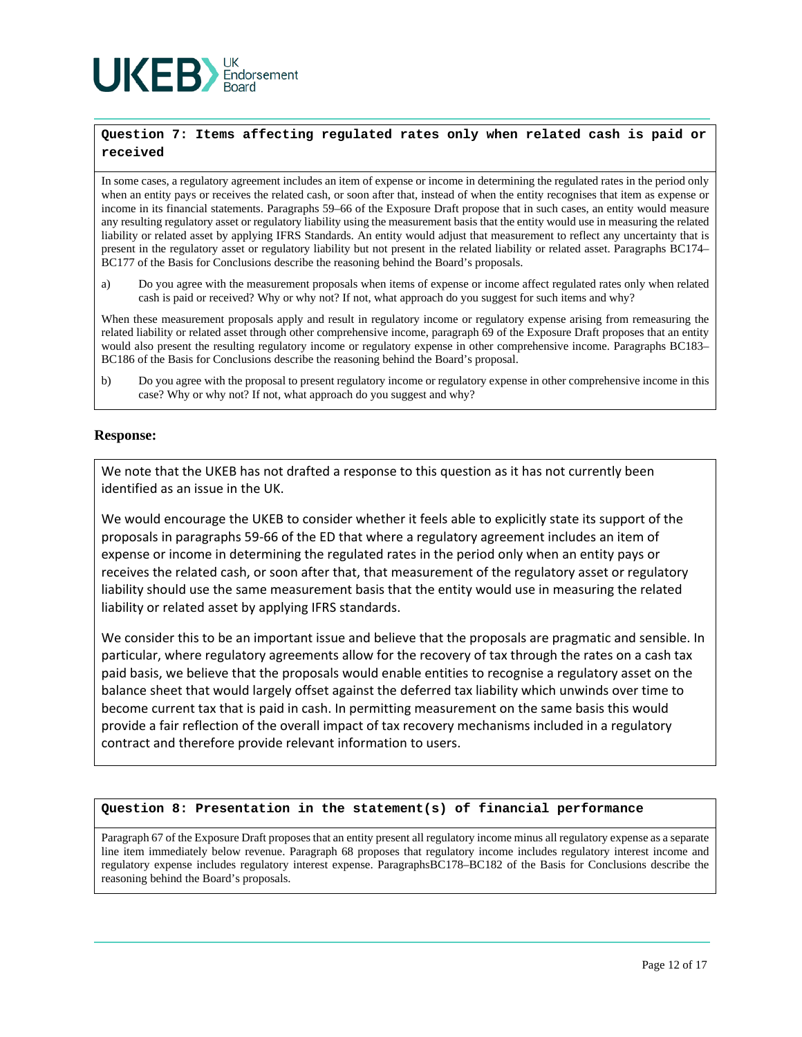**Question 7: Items affecting regulated rates only when related cash is paid or received**

In some cases, a regulatory agreement includes an item of expense or income in determining the regulated rates in the period only when an entity pays or receives the related cash, or soon after that, instead of when the entity recognises that item as expense or income in its financial statements. Paragraphs 59–66 of the Exposure Draft propose that in such cases, an entity would measure any resulting regulatory asset or regulatory liability using the measurement basis that the entity would use in measuring the related liability or related asset by applying IFRS Standards. An entity would adjust that measurement to reflect any uncertainty that is present in the regulatory asset or regulatory liability but not present in the related liability or related asset. Paragraphs BC174–BC177 of the Basis for Conclusions describe the reasoning behind the Board's proposals.

a) Do you agree with the measurement proposals when items of expense or income affect regulated rates only when related cash is paid or received? Why or why not? If not, what approach do you suggest for such items and why?

When these measurement proposals apply and result in regulatory income or regulatory expense arising from remeasuring the related liability or related asset through other comprehensive income, paragraph 69 of the Exposure Draft proposes that an entity would also present the resulting regulatory income or regulatory expense in other comprehensive income. Paragraphs BC183–BC186 of the Basis for Conclusions describe the reasoning behind the Board's proposal.

b) Do you agree with the proposal to present regulatory income or regulatory expense in other comprehensive income in this case? Why or why not? If not, what approach do you suggest and why?

**Response:**

We note that the UKEB has not drafted a response to this question as it has not currently been identified as an issue in the UK.

We would encourage the UKEB to consider whether it feels able to explicitly state its support of the proposals in paragraphs 59-66 of the ED that where a regulatory agreement includes an item of expense or income in determining the regulated rates in the period only when an entity pays or receives the related cash, or soon after that, that measurement of the regulatory asset or regulatory liability should use the same measurement basis that the entity would use in measuring the related liability or related asset by applying IFRS standards.

We consider this to be an important issue and believe that the proposals are pragmatic and sensible. In particular, where regulatory agreements allow for the recovery of tax through the rates on a cash tax paid basis, we believe that the proposals would enable entities to recognise a regulatory asset on the balance sheet that would largely offset against the deferred tax liability which unwinds over time to become current tax that is paid in cash. In permitting measurement on the same basis this would provide a fair reflection of the overall impact of tax recovery mechanisms included in a regulatory contract and therefore provide relevant information to users.

**Question 8: Presentation in the statement(s) of financial performance**

Paragraph 67 of the Exposure Draft proposes that an entity present all regulatory income minus all regulatory expense as a separate line item immediately below revenue. Paragraph 68 proposes that regulatory income includes regulatory interest income and regulatory expense includes regulatory interest expense. ParagraphsBC178–BC182 of the Basis for Conclusions describe the reasoning behind the Board's proposals.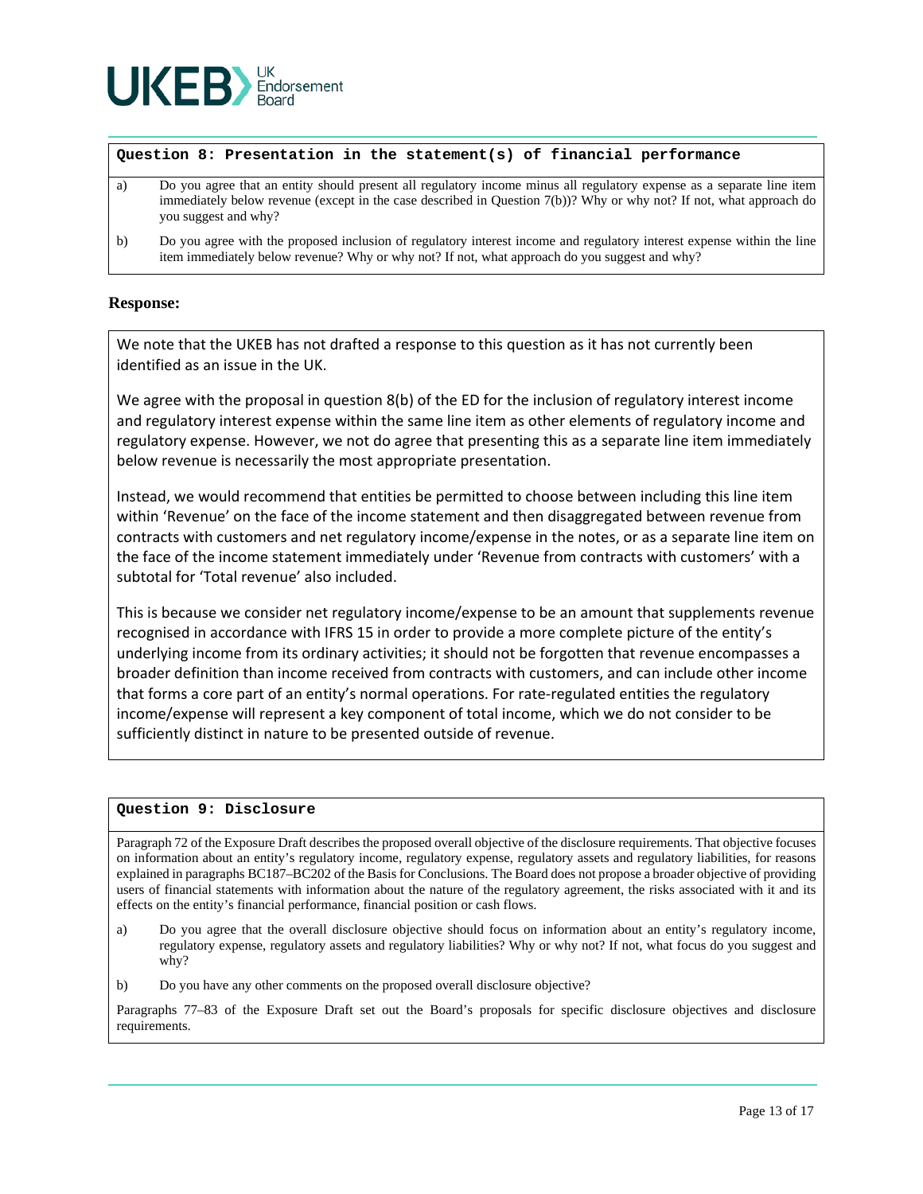**Question 8: Presentation in the statement(s) of financial performance**

a) Do you agree that an entity should present all regulatory income minus all regulatory expense as a separate line item immediately below revenue (except in the case described in Question 7(b))? Why or why not? If not, what approach do you suggest and why?

b) Do you agree with the proposed inclusion of regulatory interest income and regulatory interest expense within the line item immediately below revenue? Why or why not? If not, what approach do you suggest and why?

**Response:**

We note that the UKEB has not drafted a response to this question as it has not currently been identified as an issue in the UK.

We agree with the proposal in question 8(b) of the ED for the inclusion of regulatory interest income and regulatory interest expense within the same line item as other elements of regulatory income and regulatory expense. However, we not do agree that presenting this as a separate line item immediately below revenue is necessarily the most appropriate presentation.

Instead, we would recommend that entities be permitted to choose between including this line item within 'Revenue' on the face of the income statement and then disaggregated between revenue from contracts with customers and net regulatory income/expense in the notes, or as a separate line item on the face of the income statement immediately under 'Revenue from contracts with customers' with a subtotal for 'Total revenue' also included.

This is because we consider net regulatory income/expense to be an amount that supplements revenue recognised in accordance with IFRS 15 in order to provide a more complete picture of the entity's underlying income from its ordinary activities; it should not be forgotten that revenue encompasses a broader definition than income received from contracts with customers, and can include other income that forms a core part of an entity's normal operations. For rate-regulated entities the regulatory income/expense will represent a key component of total income, which we do not consider to be sufficiently distinct in nature to be presented outside of revenue.

**Question 9: Disclosure**

Paragraph 72 of the Exposure Draft describes the proposed overall objective of the disclosure requirements. That objective focuses on information about an entity's regulatory income, regulatory expense, regulatory assets and regulatory liabilities, for reasons explained in paragraphs BC187–BC202 of the Basis for Conclusions. The Board does not propose a broader objective of providing users of financial statements with information about the nature of the regulatory agreement, the risks associated with it and its effects on the entity's financial performance, financial position or cash flows.

a) Do you agree that the overall disclosure objective should focus on information about an entity's regulatory income, regulatory expense, regulatory assets and regulatory liabilities? Why or why not? If not, what focus do you suggest and why?

b) Do you have any other comments on the proposed overall disclosure objective?

Paragraphs 77–83 of the Exposure Draft set out the Board's proposals for specific disclosure objectives and disclosure requirements.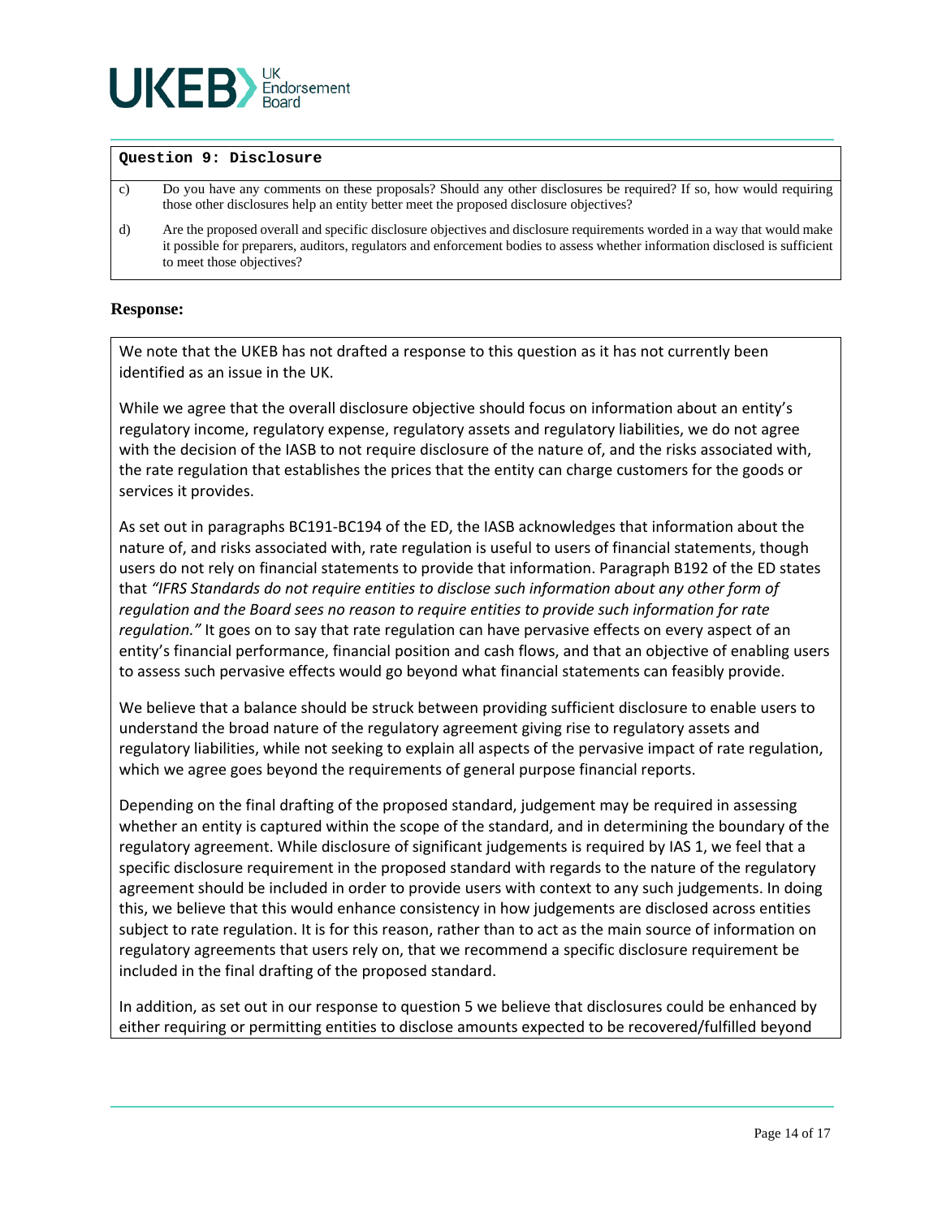**Question 9: Disclosure**

c) Do you have any comments on these proposals? Should any other disclosures be required? If so, how would requiring those other disclosures help an entity better meet the proposed disclosure objectives?

d) Are the proposed overall and specific disclosure objectives and disclosure requirements worded in a way that would make it possible for preparers, auditors, regulators and enforcement bodies to assess whether information disclosed is sufficient to meet those objectives?

**Response:**

We note that the UKEB has not drafted a response to this question as it has not currently been identified as an issue in the UK.

While we agree that the overall disclosure objective should focus on information about an entity's regulatory income, regulatory expense, regulatory assets and regulatory liabilities, we do not agree with the decision of the IASB to not require disclosure of the nature of, and the risks associated with, the rate regulation that establishes the prices that the entity can charge customers for the goods or services it provides.

As set out in paragraphs BC191-BC194 of the ED, the IASB acknowledges that information about the nature of, and risks associated with, rate regulation is useful to users of financial statements, though users do not rely on financial statements to provide that information. Paragraph B192 of the ED states that *"IFRS Standards do not require entities to disclose such information about any other form of regulation and the Board sees no reason to require entities to provide such information for rate regulation."* It goes on to say that rate regulation can have pervasive effects on every aspect of an entity's financial performance, financial position and cash flows, and that an objective of enabling users to assess such pervasive effects would go beyond what financial statements can feasibly provide.

We believe that a balance should be struck between providing sufficient disclosure to enable users to understand the broad nature of the regulatory agreement giving rise to regulatory assets and regulatory liabilities, while not seeking to explain all aspects of the pervasive impact of rate regulation, which we agree goes beyond the requirements of general purpose financial reports.

Depending on the final drafting of the proposed standard, judgement may be required in assessing whether an entity is captured within the scope of the standard, and in determining the boundary of the regulatory agreement. While disclosure of significant judgements is required by IAS 1, we feel that a specific disclosure requirement in the proposed standard with regards to the nature of the regulatory agreement should be included in order to provide users with context to any such judgements. In doing this, we believe that this would enhance consistency in how judgements are disclosed across entities subject to rate regulation. It is for this reason, rather than to act as the main source of information on regulatory agreements that users rely on, that we recommend a specific disclosure requirement be included in the final drafting of the proposed standard.

In addition, as set out in our response to question 5 we believe that disclosures could be enhanced by either requiring or permitting entities to disclose amounts expected to be recovered/fulfilled beyond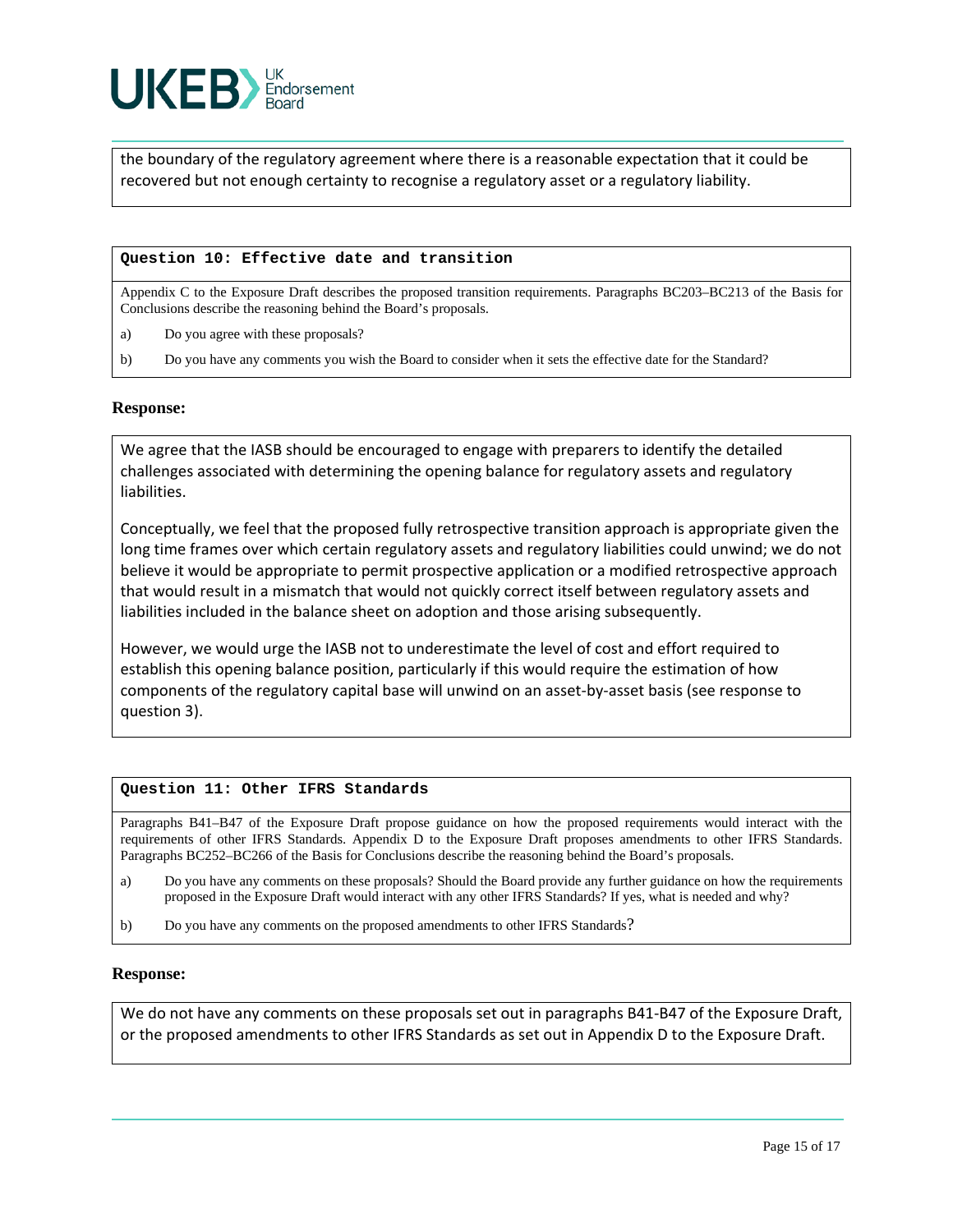the boundary of the regulatory agreement where there is a reasonable expectation that it could be recovered but not enough certainty to recognise a regulatory asset or a regulatory liability.

**Question 10: Effective date and transition**

Appendix C to the Exposure Draft describes the proposed transition requirements. Paragraphs BC203–BC213 of the Basis for Conclusions describe the reasoning behind the Board's proposals.

a) Do you agree with these proposals?

b) Do you have any comments you wish the Board to consider when it sets the effective date for the Standard?

**Response:**

We agree that the IASB should be encouraged to engage with preparers to identify the detailed challenges associated with determining the opening balance for regulatory assets and regulatory liabilities.

Conceptually, we feel that the proposed fully retrospective transition approach is appropriate given the long time frames over which certain regulatory assets and regulatory liabilities could unwind; we do not believe it would be appropriate to permit prospective application or a modified retrospective approach that would result in a mismatch that would not quickly correct itself between regulatory assets and liabilities included in the balance sheet on adoption and those arising subsequently.

However, we would urge the IASB not to underestimate the level of cost and effort required to establish this opening balance position, particularly if this would require the estimation of how components of the regulatory capital base will unwind on an asset-by-asset basis (see response to question 3).

**Question 11: Other IFRS Standards**

Paragraphs B41–B47 of the Exposure Draft propose guidance on how the proposed requirements would interact with the requirements of other IFRS Standards. Appendix D to the Exposure Draft proposes amendments to other IFRS Standards. Paragraphs BC252–BC266 of the Basis for Conclusions describe the reasoning behind the Board's proposals.

a) Do you have any comments on these proposals? Should the Board provide any further guidance on how the requirements proposed in the Exposure Draft would interact with any other IFRS Standards? If yes, what is needed and why?

b) Do you have any comments on the proposed amendments to other IFRS Standards?

**Response:**

We do not have any comments on these proposals set out in paragraphs B41-B47 of the Exposure Draft, or the proposed amendments to other IFRS Standards as set out in Appendix D to the Exposure Draft.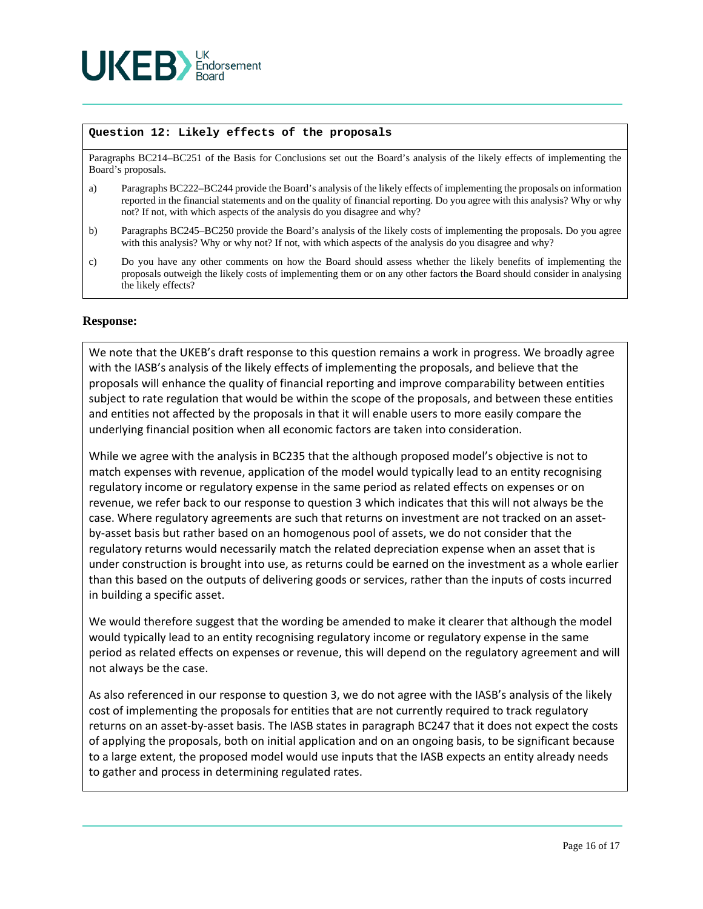**Question 12: Likely effects of the proposals**

Paragraphs BC214–BC251 of the Basis for Conclusions set out the Board's analysis of the likely effects of implementing the Board's proposals.

a) Paragraphs BC222–BC244 provide the Board's analysis of the likely effects of implementing the proposals on information reported in the financial statements and on the quality of financial reporting. Do you agree with this analysis? Why or why not? If not, with which aspects of the analysis do you disagree and why?

b) Paragraphs BC245–BC250 provide the Board's analysis of the likely costs of implementing the proposals. Do you agree with this analysis? Why or why not? If not, with which aspects of the analysis do you disagree and why?

c) Do you have any other comments on how the Board should assess whether the likely benefits of implementing the proposals outweigh the likely costs of implementing them or on any other factors the Board should consider in analysing the likely effects?

### Response:

We note that the UKEB's draft response to this question remains a work in progress. We broadly agree with the IASB's analysis of the likely effects of implementing the proposals, and believe that the proposals will enhance the quality of financial reporting and improve comparability between entities subject to rate regulation that would be within the scope of the proposals, and between these entities and entities not affected by the proposals in that it will enable users to more easily compare the underlying financial position when all economic factors are taken into consideration.

While we agree with the analysis in BC235 that the although proposed model's objective is not to match expenses with revenue, application of the model would typically lead to an entity recognising regulatory income or regulatory expense in the same period as related effects on expenses or on revenue, we refer back to our response to question 3 which indicates that this will not always be the case. Where regulatory agreements are such that returns on investment are not tracked on an asset-by-asset basis but rather based on an homogenous pool of assets, we do not consider that the regulatory returns would necessarily match the related depreciation expense when an asset that is under construction is brought into use, as returns could be earned on the investment as a whole earlier than this based on the outputs of delivering goods or services, rather than the inputs of costs incurred in building a specific asset.

We would therefore suggest that the wording be amended to make it clearer that although the model would typically lead to an entity recognising regulatory income or regulatory expense in the same period as related effects on expenses or revenue, this will depend on the regulatory agreement and will not always be the case.

As also referenced in our response to question 3, we do not agree with the IASB's analysis of the likely cost of implementing the proposals for entities that are not currently required to track regulatory returns on an asset-by-asset basis. The IASB states in paragraph BC247 that it does not expect the costs of applying the proposals, both on initial application and on an ongoing basis, to be significant because to a large extent, the proposed model would use inputs that the IASB expects an entity already needs to gather and process in determining regulated rates.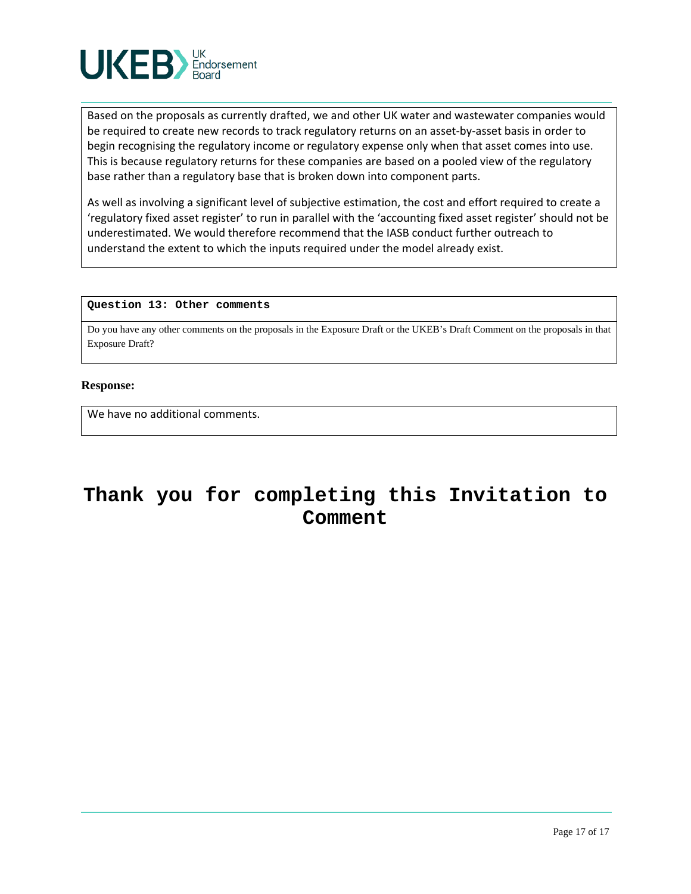Based on the proposals as currently drafted, we and other UK water and wastewater companies would be required to create new records to track regulatory returns on an asset-by-asset basis in order to begin recognising the regulatory income or regulatory expense only when that asset comes into use. This is because regulatory returns for these companies are based on a pooled view of the regulatory base rather than a regulatory base that is broken down into component parts.

As well as involving a significant level of subjective estimation, the cost and effort required to create a 'regulatory fixed asset register' to run in parallel with the 'accounting fixed asset register' should not be underestimated. We would therefore recommend that the IASB conduct further outreach to understand the extent to which the inputs required under the model already exist.

**Question 13: Other comments**

Do you have any other comments on the proposals in the Exposure Draft or the UKEB's Draft Comment on the proposals in that Exposure Draft?

**Response:**

We have no additional comments.

# Thank you for completing this Invitation to Comment